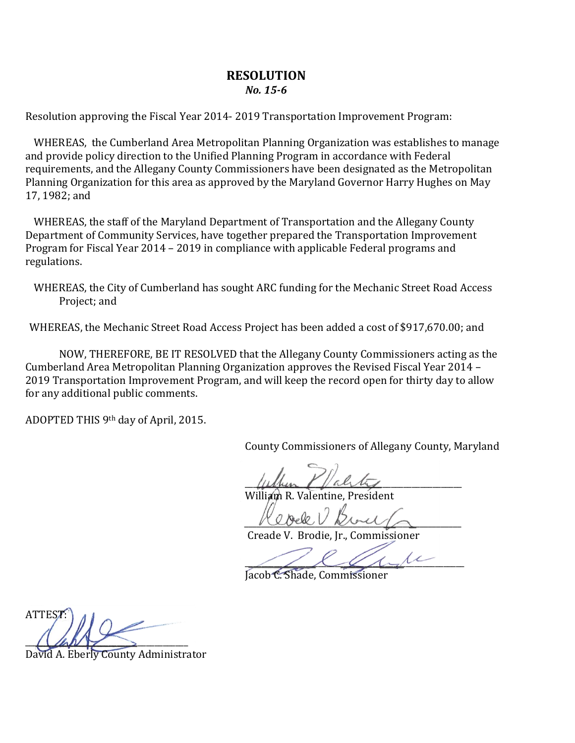# RESOLUTION

***No. 15-6***

Resolution approving the Fiscal Year 2014- 2019 Transportation Improvement Program:

WHEREAS, the Cumberland Area Metropolitan Planning Organization was establishes to manage and provide policy direction to the Unified Planning Program in accordance with Federal requirements, and the Allegany County Commissioners have been designated as the Metropolitan Planning Organization for this area as approved by the Maryland Governor Harry Hughes on May 17, 1982; and

WHEREAS, the staff of the Maryland Department of Transportation and the Allegany County Department of Community Services, have together prepared the Transportation Improvement Program for Fiscal Year 2014 – 2019 in compliance with applicable Federal programs and regulations.

WHEREAS, the City of Cumberland has sought ARC funding for the Mechanic Street Road Access Project; and

WHEREAS, the Mechanic Street Road Access Project has been added a cost of $917,670.00; and

NOW, THEREFORE, BE IT RESOLVED that the Allegany County Commissioners acting as the Cumberland Area Metropolitan Planning Organization approves the Revised Fiscal Year 2014 – 2019 Transportation Improvement Program, and will keep the record open for thirty day to allow for any additional public comments.

ADOPTED THIS 9th day of April, 2015.

County Commissioners of Allegany County, Maryland

William R. Valentine, President

Creade V. Brodie, Jr., Commissioner

Jacob C. Shade, Commissioner

ATTEST:

David A. Eberly County Administrator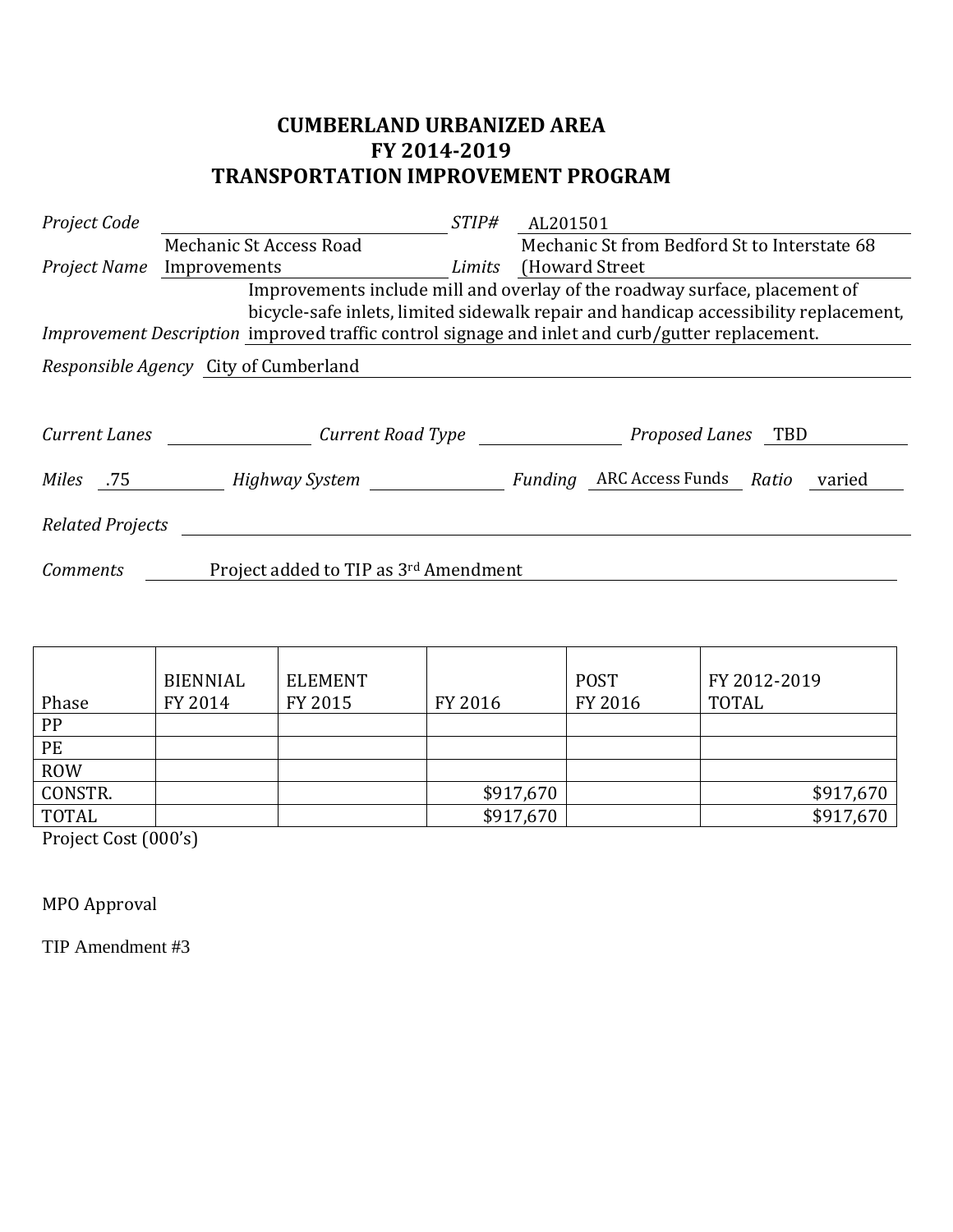# CUMBERLAND URBANIZED AREA
# FY 2014-2019
# TRANSPORTATION IMPROVEMENT PROGRAM

*Project Code* ________________ *STIP#* AL201501

*Project Name* Mechanic St Access Road Improvements *Limits* Mechanic St from Bedford St to Interstate 68 (Howard Street

*Improvement Description* Improvements include mill and overlay of the roadway surface, placement of bicycle-safe inlets, limited sidewalk repair and handicap accessibility replacement, improved traffic control signage and inlet and curb/gutter replacement.

*Responsible Agency* City of Cumberland

*Current Lanes* ________ *Current Road Type* ________ *Proposed Lanes* TBD

*Miles* .75 *Highway System* ________ *Funding* ARC Access Funds *Ratio* varied

*Related Projects* ________

*Comments* Project added to TIP as 3rd Amendment

| Phase | BIENNIAL FY 2014 | ELEMENT FY 2015 | FY 2016 | POST FY 2016 | FY 2012-2019 TOTAL |
|---|---|---|---|---|---|
| PP | | | | | |
| PE | | | | | |
| ROW | | | | | |
| CONSTR. | | | $917,670 | | $917,670 |
| TOTAL | | | $917,670 | | $917,670 |

Project Cost (000's)

MPO Approval

TIP Amendment #3